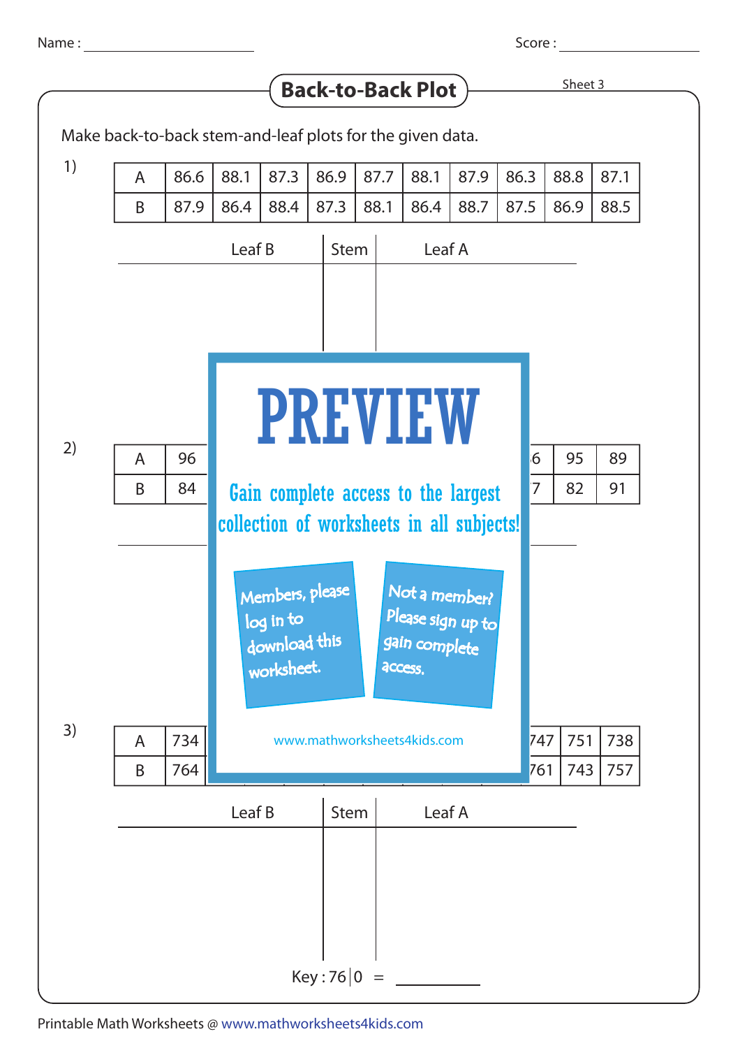Name : ______________________ Score : ______________________

# Back-to-Back Plot

Sheet 3

Make back-to-back stem-and-leaf plots for the given data.

1)

| A | 86.6 | 88.1 | 87.3 | 86.9 | 87.7 | 88.1 | 87.9 | 86.3 | 88.8 | 87.1 |
|---|---|---|---|---|---|---|---|---|---|---|
| B | 87.9 | 86.4 | 88.4 | 87.3 | 88.1 | 86.4 | 88.7 | 87.5 | 86.9 | 88.5 |

| Leaf B | Stem | Leaf A |
|---|---|---|
| | | |

PREVIEW

Gain complete access to the largest collection of worksheets in all subjects!

Members, please log in to download this worksheet.

Not a member? Please sign up to gain complete access.

www.mathworksheets4kids.com

2)

| A | 96 | … | 6 | 95 | 89 |
|---|---|---|---|---|---|
| B | 84 | … | 7 | 82 | 91 |

3)

| A | 734 | … | 747 | 751 | 738 |
|---|---|---|---|---|---|
| B | 764 | … | 761 | 743 | 757 |

| Leaf B | Stem | Leaf A |
|---|---|---|
| | | |

Key : 76 | 0 = ______

Printable Math Worksheets @ www.mathworksheets4kids.com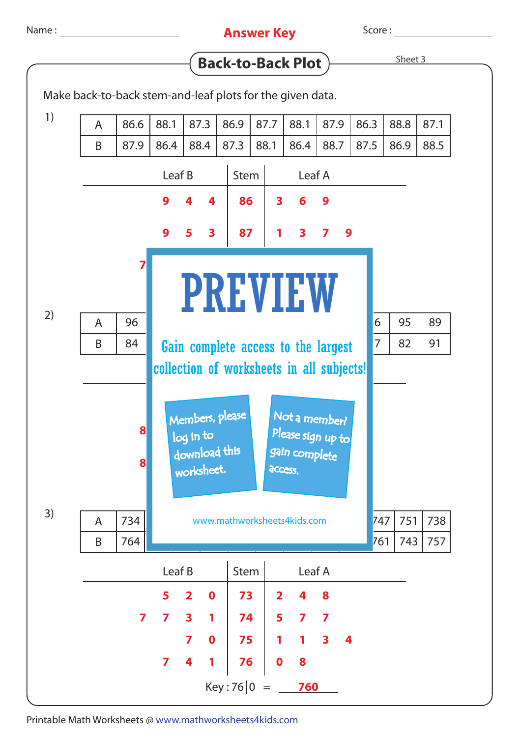Name : ________________ **Answer Key** Score : ________________

## Back-to-Back Plot

Sheet 3

Make back-to-back stem-and-leaf plots for the given data.

1)

| | | | | | | | | | | |
|---|---|---|---|---|---|---|---|---|---|---|
| A | 86.6 | 88.1 | 87.3 | 86.9 | 87.7 | 88.1 | 87.9 | 86.3 | 88.8 | 87.1 |
| B | 87.9 | 86.4 | 88.4 | 87.3 | 88.1 | 86.4 | 88.7 | 87.5 | 86.9 | 88.5 |

| Leaf B | Stem | Leaf A |
|---|---|---|
| 9 4 4 | 86 | 3 6 9 |
| 9 5 3 | 87 | 1 3 7 9 |
| 7 | | |

2)

| | | | | |
|---|---|---|---|---|
| A | 96 | …6 | 95 | 89 |
| B | 84 | …7 | 82 | 91 |

8

8

3)

| | | | | |
|---|---|---|---|---|
| A | 734 | 747 | 751 | 738 |
| B | 764 | 761 | 743 | 757 |

| Leaf B | Stem | Leaf A |
|---|---|---|
| 5 2 0 | 73 | 2 4 8 |
| 7 7 3 1 | 74 | 5 7 7 |
| 7 0 | 75 | 1 1 3 4 |
| 7 4 1 | 76 | 0 8 |

Key : 76 | 0 = **760**

PREVIEW

Gain complete access to the largest collection of worksheets in all subjects!

Members, please log in to download this worksheet.

Not a member? Please sign up to gain complete access.

www.mathworksheets4kids.com

Printable Math Worksheets @ www.mathworksheets4kids.com